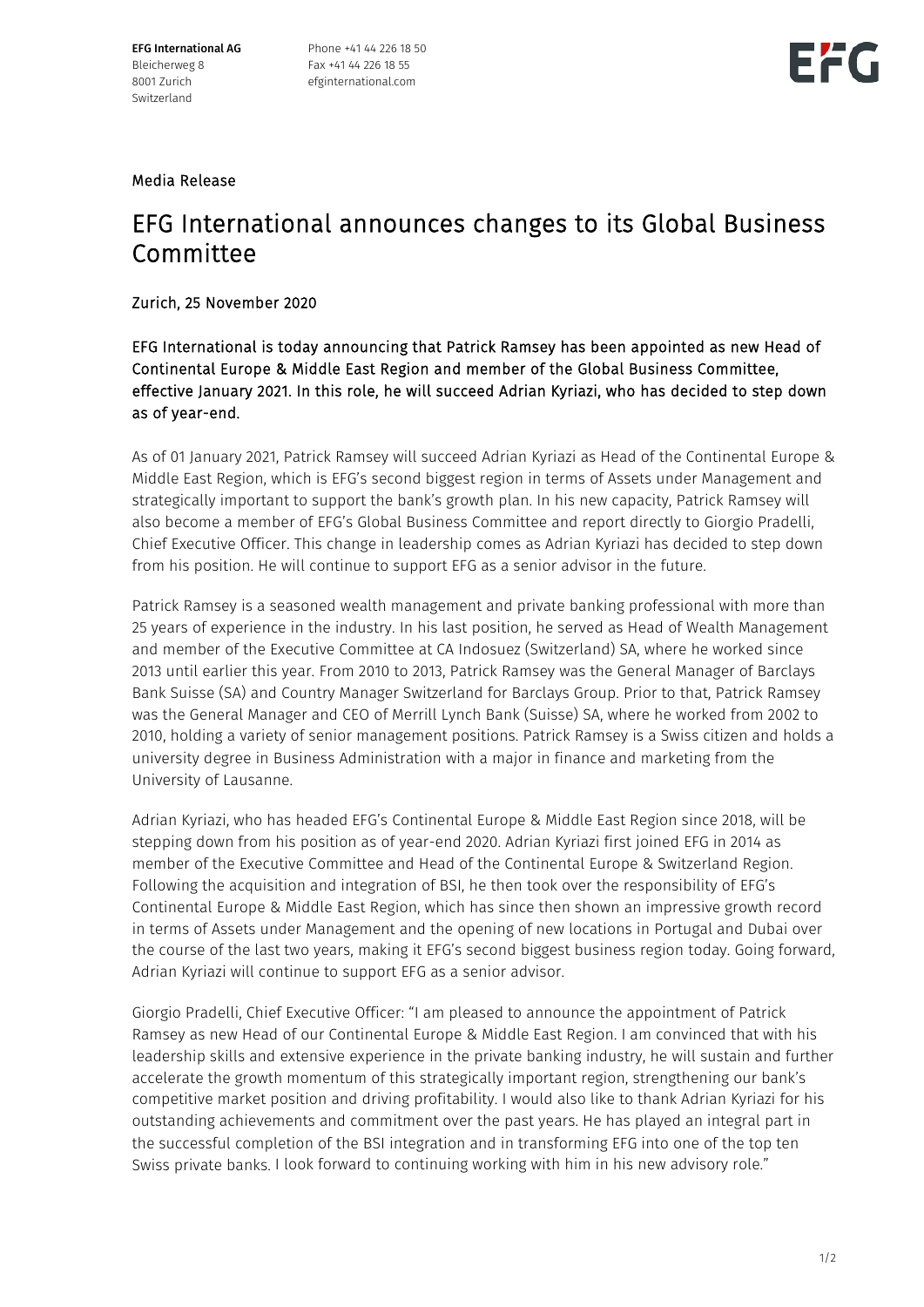**EFG International AG**
Bleicherweg 8
8001 Zurich
Switzerland

Phone +41 44 226 18 50
Fax +41 44 226 18 55
efginternational.com

Media Release

# EFG International announces changes to its Global Business Committee

Zurich, 25 November 2020

EFG International is today announcing that Patrick Ramsey has been appointed as new Head of Continental Europe & Middle East Region and member of the Global Business Committee, effective January 2021. In this role, he will succeed Adrian Kyriazi, who has decided to step down as of year-end.

As of 01 January 2021, Patrick Ramsey will succeed Adrian Kyriazi as Head of the Continental Europe & Middle East Region, which is EFG's second biggest region in terms of Assets under Management and strategically important to support the bank's growth plan. In his new capacity, Patrick Ramsey will also become a member of EFG's Global Business Committee and report directly to Giorgio Pradelli, Chief Executive Officer. This change in leadership comes as Adrian Kyriazi has decided to step down from his position. He will continue to support EFG as a senior advisor in the future.

Patrick Ramsey is a seasoned wealth management and private banking professional with more than 25 years of experience in the industry. In his last position, he served as Head of Wealth Management and member of the Executive Committee at CA Indosuez (Switzerland) SA, where he worked since 2013 until earlier this year. From 2010 to 2013, Patrick Ramsey was the General Manager of Barclays Bank Suisse (SA) and Country Manager Switzerland for Barclays Group. Prior to that, Patrick Ramsey was the General Manager and CEO of Merrill Lynch Bank (Suisse) SA, where he worked from 2002 to 2010, holding a variety of senior management positions. Patrick Ramsey is a Swiss citizen and holds a university degree in Business Administration with a major in finance and marketing from the University of Lausanne.

Adrian Kyriazi, who has headed EFG's Continental Europe & Middle East Region since 2018, will be stepping down from his position as of year-end 2020. Adrian Kyriazi first joined EFG in 2014 as member of the Executive Committee and Head of the Continental Europe & Switzerland Region. Following the acquisition and integration of BSI, he then took over the responsibility of EFG's Continental Europe & Middle East Region, which has since then shown an impressive growth record in terms of Assets under Management and the opening of new locations in Portugal and Dubai over the course of the last two years, making it EFG's second biggest business region today. Going forward, Adrian Kyriazi will continue to support EFG as a senior advisor.

Giorgio Pradelli, Chief Executive Officer: "I am pleased to announce the appointment of Patrick Ramsey as new Head of our Continental Europe & Middle East Region. I am convinced that with his leadership skills and extensive experience in the private banking industry, he will sustain and further accelerate the growth momentum of this strategically important region, strengthening our bank's competitive market position and driving profitability. I would also like to thank Adrian Kyriazi for his outstanding achievements and commitment over the past years. He has played an integral part in the successful completion of the BSI integration and in transforming EFG into one of the top ten Swiss private banks. I look forward to continuing working with him in his new advisory role."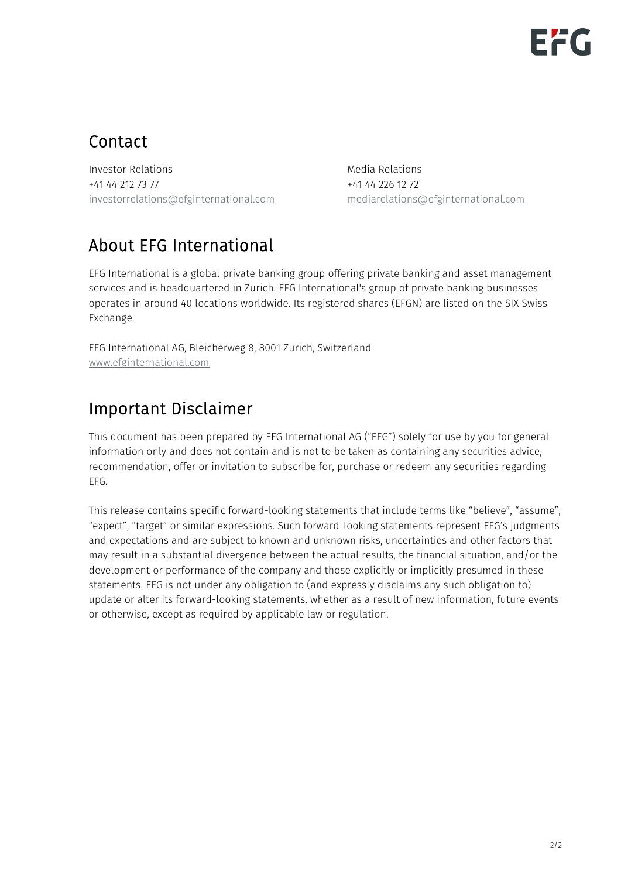## Contact

Investor Relations
+41 44 212 73 77
investorrelations@efginternational.com

Media Relations
+41 44 226 12 72
mediarelations@efginternational.com

## About EFG International

EFG International is a global private banking group offering private banking and asset management services and is headquartered in Zurich. EFG International's group of private banking businesses operates in around 40 locations worldwide. Its registered shares (EFGN) are listed on the SIX Swiss Exchange.

EFG International AG, Bleicherweg 8, 8001 Zurich, Switzerland
www.efginternational.com

## Important Disclaimer

This document has been prepared by EFG International AG ("EFG") solely for use by you for general information only and does not contain and is not to be taken as containing any securities advice, recommendation, offer or invitation to subscribe for, purchase or redeem any securities regarding EFG.

This release contains specific forward-looking statements that include terms like "believe", "assume", "expect", "target" or similar expressions. Such forward-looking statements represent EFG's judgments and expectations and are subject to known and unknown risks, uncertainties and other factors that may result in a substantial divergence between the actual results, the financial situation, and/or the development or performance of the company and those explicitly or implicitly presumed in these statements. EFG is not under any obligation to (and expressly disclaims any such obligation to) update or alter its forward-looking statements, whether as a result of new information, future events or otherwise, except as required by applicable law or regulation.